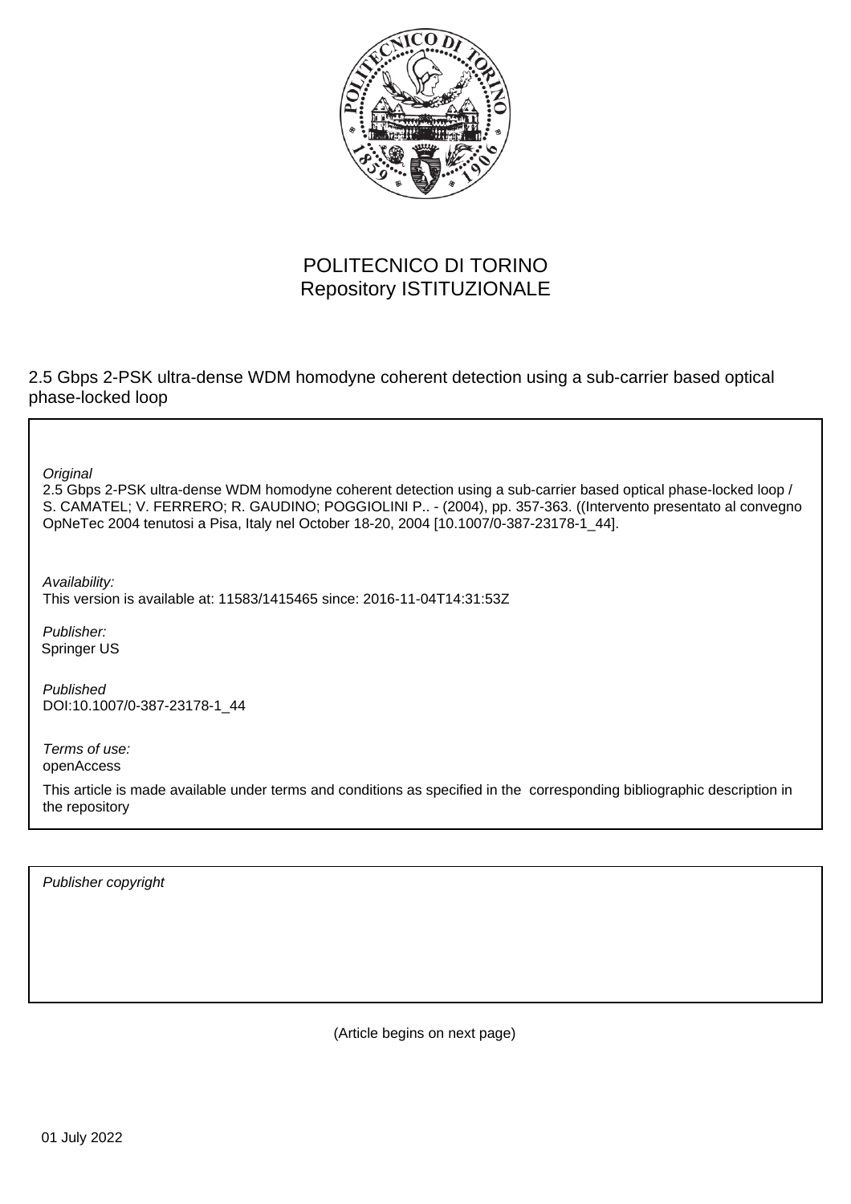POLITECNICO DI TORINO
Repository ISTITUZIONALE

2.5 Gbps 2-PSK ultra-dense WDM homodyne coherent detection using a sub-carrier based optical phase-locked loop

*Original*
2.5 Gbps 2-PSK ultra-dense WDM homodyne coherent detection using a sub-carrier based optical phase-locked loop / S. CAMATEL; V. FERRERO; R. GAUDINO; POGGIOLINI P.. - (2004), pp. 357-363. ((Intervento presentato al convegno OpNeTec 2004 tenutosi a Pisa, Italy nel October 18-20, 2004 [10.1007/0-387-23178-1_44].

*Availability:*
This version is available at: 11583/1415465 since: 2016-11-04T14:31:53Z

*Publisher:*
Springer US

*Published*
DOI:10.1007/0-387-23178-1_44

*Terms of use:*
openAccess

This article is made available under terms and conditions as specified in the corresponding bibliographic description in the repository

*Publisher copyright*

(Article begins on next page)

01 July 2022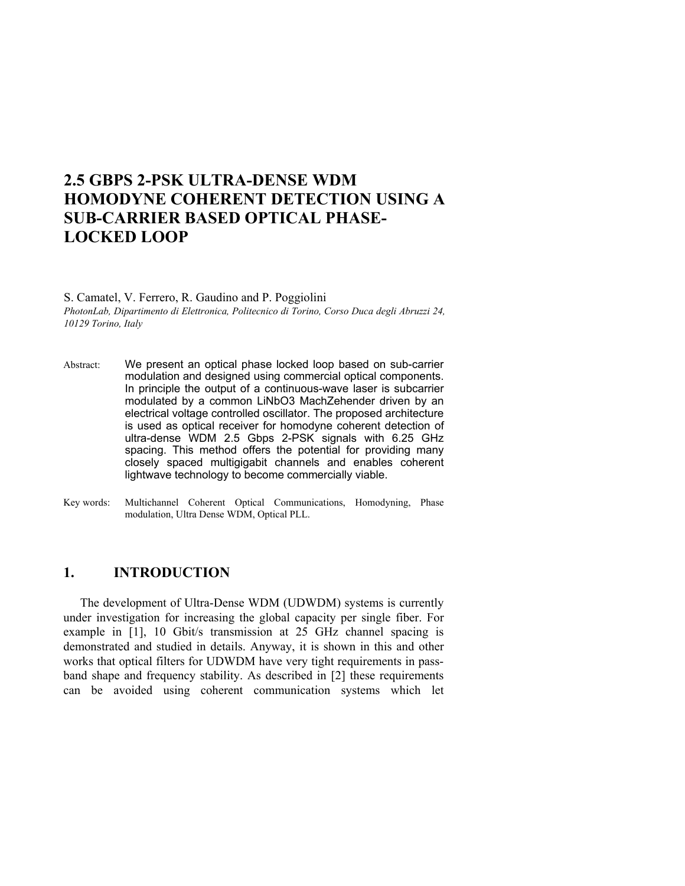# 2.5 GBPS 2-PSK ULTRA-DENSE WDM HOMODYNE COHERENT DETECTION USING A SUB-CARRIER BASED OPTICAL PHASE-LOCKED LOOP

S. Camatel, V. Ferrero, R. Gaudino and P. Poggiolini

*PhotonLab, Dipartimento di Elettronica, Politecnico di Torino, Corso Duca degli Abruzzi 24, 10129 Torino, Italy*

Abstract: We present an optical phase locked loop based on sub-carrier modulation and designed using commercial optical components. In principle the output of a continuous-wave laser is subcarrier modulated by a common LiNbO3 MachZehender driven by an electrical voltage controlled oscillator. The proposed architecture is used as optical receiver for homodyne coherent detection of ultra-dense WDM 2.5 Gbps 2-PSK signals with 6.25 GHz spacing. This method offers the potential for providing many closely spaced multigigabit channels and enables coherent lightwave technology to become commercially viable.

Key words: Multichannel Coherent Optical Communications, Homodyning, Phase modulation, Ultra Dense WDM, Optical PLL.

## 1. INTRODUCTION

The development of Ultra-Dense WDM (UDWDM) systems is currently under investigation for increasing the global capacity per single fiber. For example in [1], 10 Gbit/s transmission at 25 GHz channel spacing is demonstrated and studied in details. Anyway, it is shown in this and other works that optical filters for UDWDM have very tight requirements in pass-band shape and frequency stability. As described in [2] these requirements can be avoided using coherent communication systems which let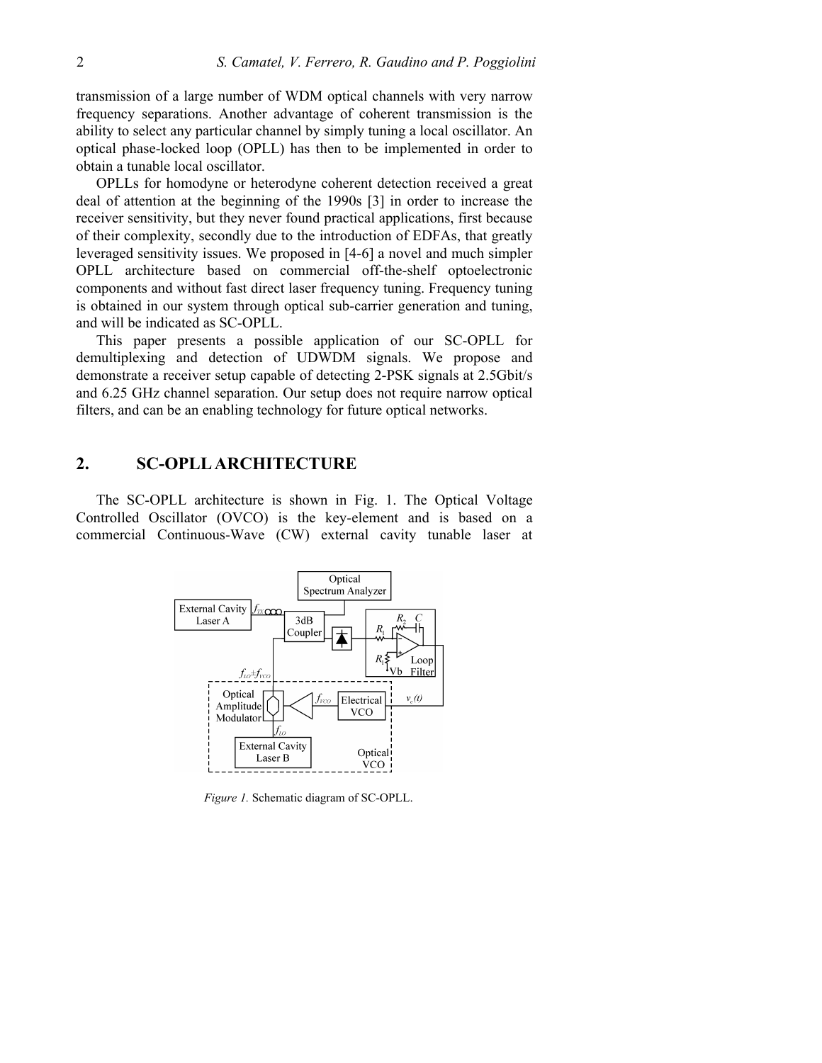transmission of a large number of WDM optical channels with very narrow frequency separations. Another advantage of coherent transmission is the ability to select any particular channel by simply tuning a local oscillator. An optical phase-locked loop (OPLL) has then to be implemented in order to obtain a tunable local oscillator.

OPLLs for homodyne or heterodyne coherent detection received a great deal of attention at the beginning of the 1990s [3] in order to increase the receiver sensitivity, but they never found practical applications, first because of their complexity, secondly due to the introduction of EDFAs, that greatly leveraged sensitivity issues. We proposed in [4-6] a novel and much simpler OPLL architecture based on commercial off-the-shelf optoelectronic components and without fast direct laser frequency tuning. Frequency tuning is obtained in our system through optical sub-carrier generation and tuning, and will be indicated as SC-OPLL.

This paper presents a possible application of our SC-OPLL for demultiplexing and detection of UDWDM signals. We propose and demonstrate a receiver setup capable of detecting 2-PSK signals at 2.5Gbit/s and 6.25 GHz channel separation. Our setup does not require narrow optical filters, and can be an enabling technology for future optical networks.

## 2. SC-OPLL ARCHITECTURE

The SC-OPLL architecture is shown in Fig. 1. The Optical Voltage Controlled Oscillator (OVCO) is the key-element and is based on a commercial Continuous-Wave (CW) external cavity tunable laser at

*Figure 1.* Schematic diagram of SC-OPLL.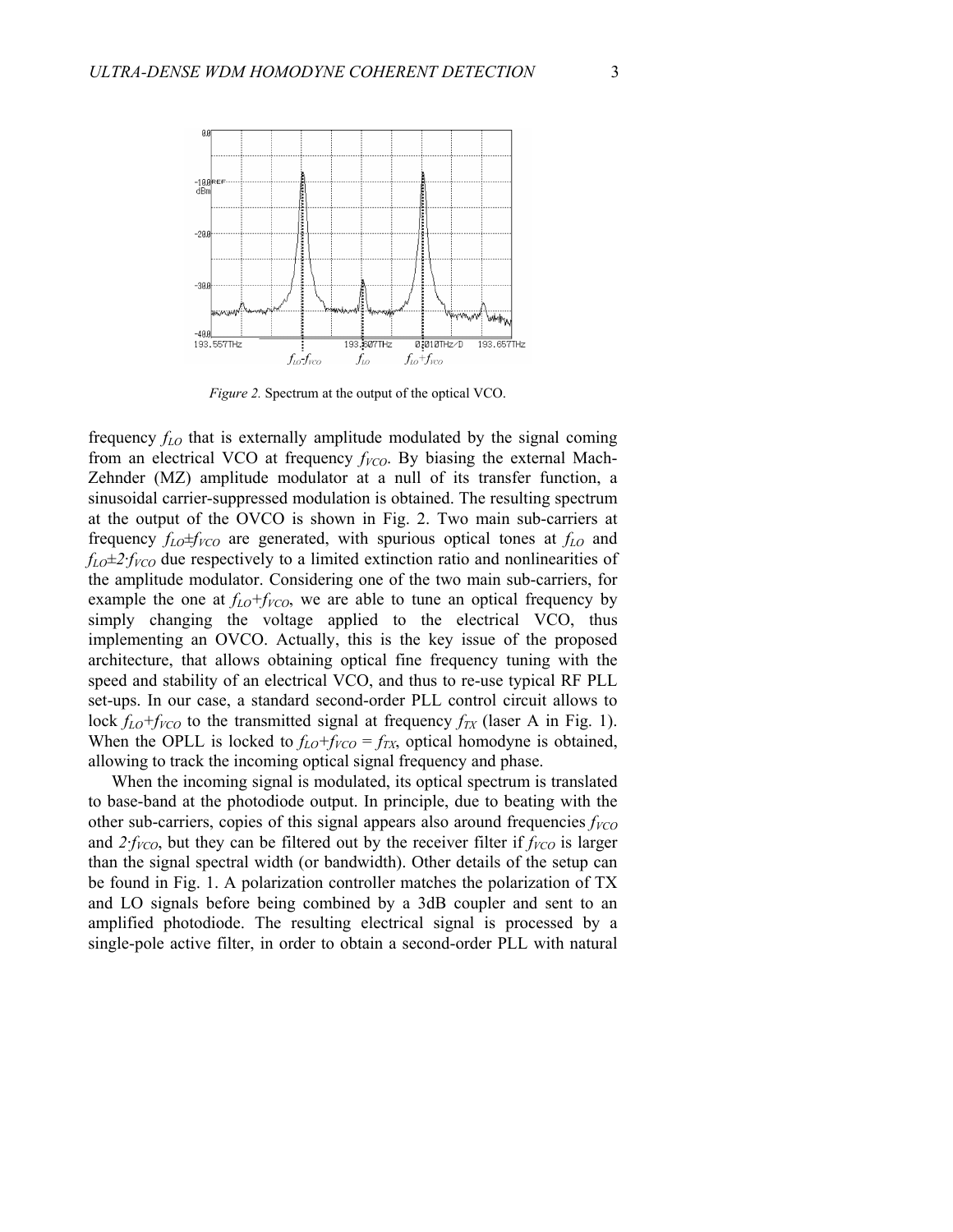*Figure 2.* Spectrum at the output of the optical VCO.

frequency $f_{LO}$ that is externally amplitude modulated by the signal coming from an electrical VCO at frequency $f_{VCO}$. By biasing the external Mach-Zehnder (MZ) amplitude modulator at a null of its transfer function, a sinusoidal carrier-suppressed modulation is obtained. The resulting spectrum at the output of the OVCO is shown in Fig. 2. Two main sub-carriers at frequency $f_{LO}\pm f_{VCO}$ are generated, with spurious optical tones at $f_{LO}$ and $f_{LO}\pm 2\cdot f_{VCO}$ due respectively to a limited extinction ratio and nonlinearities of the amplitude modulator. Considering one of the two main sub-carriers, for example the one at $f_{LO}+f_{VCO}$, we are able to tune an optical frequency by simply changing the voltage applied to the electrical VCO, thus implementing an OVCO. Actually, this is the key issue of the proposed architecture, that allows obtaining optical fine frequency tuning with the speed and stability of an electrical VCO, and thus to re-use typical RF PLL set-ups. In our case, a standard second-order PLL control circuit allows to lock $f_{LO}+f_{VCO}$ to the transmitted signal at frequency $f_{TX}$ (laser A in Fig. 1). When the OPLL is locked to $f_{LO}+f_{VCO} = f_{TX}$, optical homodyne is obtained, allowing to track the incoming optical signal frequency and phase.

When the incoming signal is modulated, its optical spectrum is translated to base-band at the photodiode output. In principle, due to beating with the other sub-carriers, copies of this signal appears also around frequencies $f_{VCO}$ and $2\cdot f_{VCO}$, but they can be filtered out by the receiver filter if $f_{VCO}$ is larger than the signal spectral width (or bandwidth). Other details of the setup can be found in Fig. 1. A polarization controller matches the polarization of TX and LO signals before being combined by a 3dB coupler and sent to an amplified photodiode. The resulting electrical signal is processed by a single-pole active filter, in order to obtain a second-order PLL with natural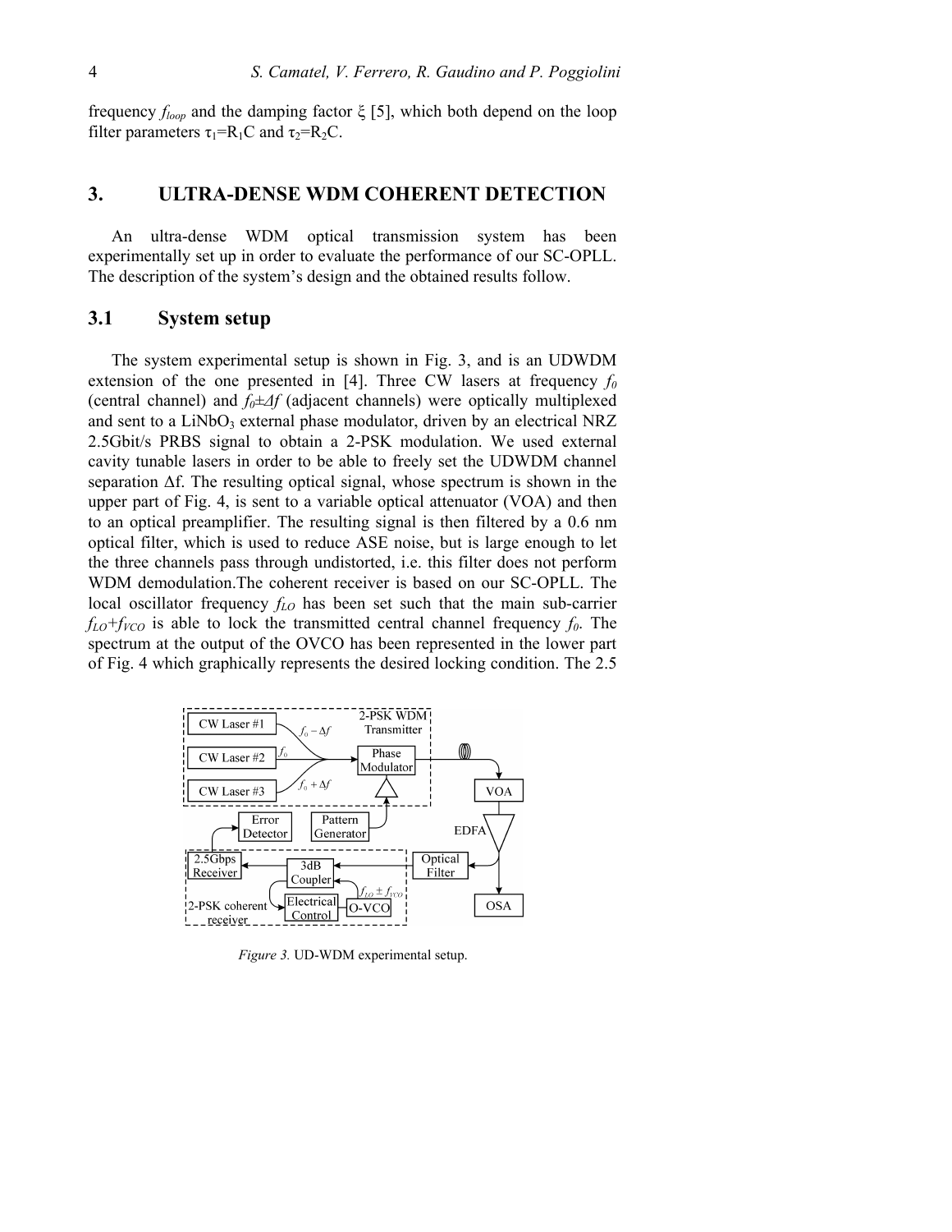frequency $f_{loop}$ and the damping factor ξ [5], which both depend on the loop filter parameters $\tau_1=R_1C$ and $\tau_2=R_2C$.

## 3. ULTRA-DENSE WDM COHERENT DETECTION

An ultra-dense WDM optical transmission system has been experimentally set up in order to evaluate the performance of our SC-OPLL. The description of the system's design and the obtained results follow.

### 3.1 System setup

The system experimental setup is shown in Fig. 3, and is an UDWDM extension of the one presented in [4]. Three CW lasers at frequency $f_0$ (central channel) and $f_0 \pm \Delta f$ (adjacent channels) were optically multiplexed and sent to a $LiNbO_3$ external phase modulator, driven by an electrical NRZ 2.5Gbit/s PRBS signal to obtain a 2-PSK modulation. We used external cavity tunable lasers in order to be able to freely set the UDWDM channel separation Δf. The resulting optical signal, whose spectrum is shown in the upper part of Fig. 4, is sent to a variable optical attenuator (VOA) and then to an optical preamplifier. The resulting signal is then filtered by a 0.6 nm optical filter, which is used to reduce ASE noise, but is large enough to let the three channels pass through undistorted, i.e. this filter does not perform WDM demodulation.The coherent receiver is based on our SC-OPLL. The local oscillator frequency $f_{LO}$ has been set such that the main sub-carrier $f_{LO}+f_{VCO}$ is able to lock the transmitted central channel frequency $f_0$. The spectrum at the output of the OVCO has been represented in the lower part of Fig. 4 which graphically represents the desired locking condition. The 2.5

*Figure 3.* UD-WDM experimental setup.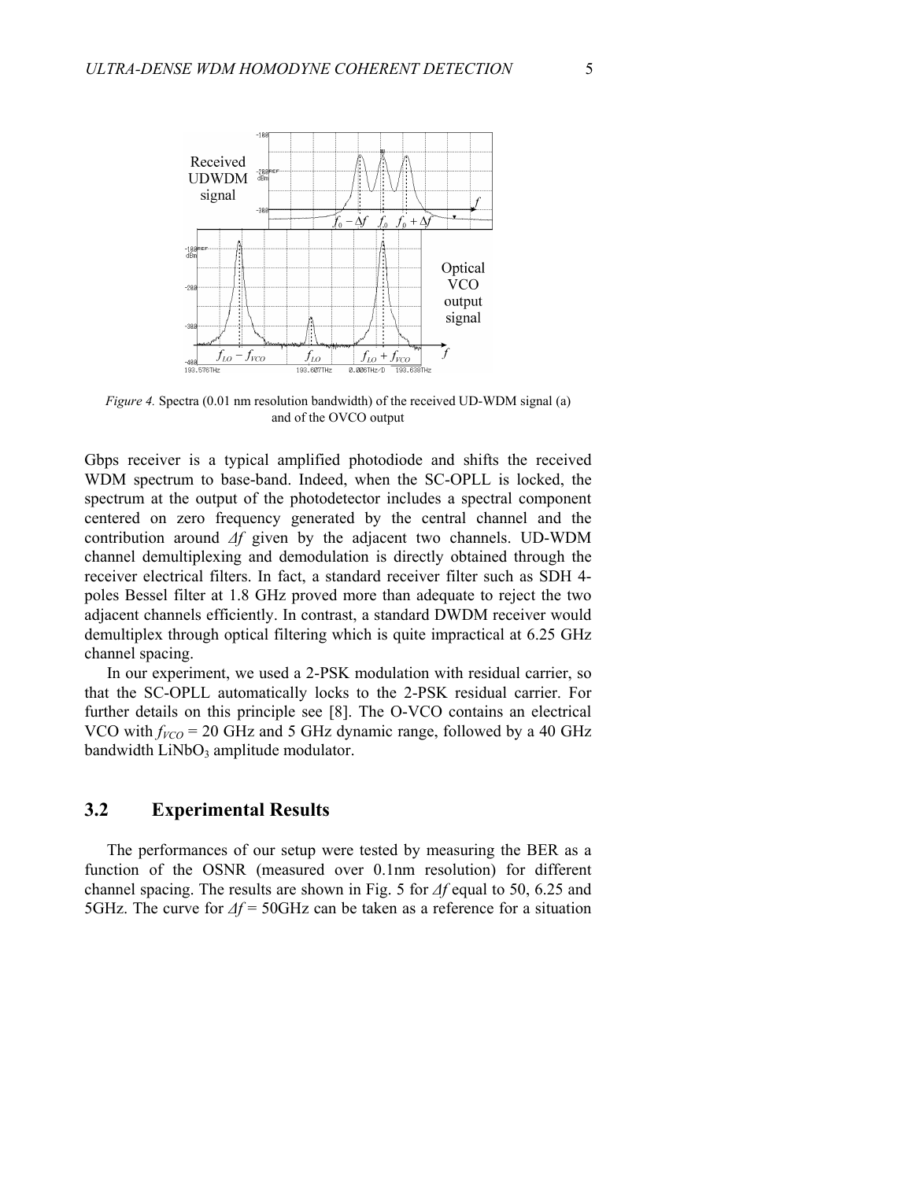*Figure 4.* Spectra (0.01 nm resolution bandwidth) of the received UD-WDM signal (a) and of the OVCO output

Gbps receiver is a typical amplified photodiode and shifts the received WDM spectrum to base-band. Indeed, when the SC-OPLL is locked, the spectrum at the output of the photodetector includes a spectral component centered on zero frequency generated by the central channel and the contribution around $\Delta f$ given by the adjacent two channels. UD-WDM channel demultiplexing and demodulation is directly obtained through the receiver electrical filters. In fact, a standard receiver filter such as SDH 4-poles Bessel filter at 1.8 GHz proved more than adequate to reject the two adjacent channels efficiently. In contrast, a standard DWDM receiver would demultiplex through optical filtering which is quite impractical at 6.25 GHz channel spacing.

In our experiment, we used a 2-PSK modulation with residual carrier, so that the SC-OPLL automatically locks to the 2-PSK residual carrier. For further details on this principle see [8]. The O-VCO contains an electrical VCO with $f_{VCO}$ = 20 GHz and 5 GHz dynamic range, followed by a 40 GHz bandwidth $LiNbO_3$ amplitude modulator.

## 3.2 Experimental Results

The performances of our setup were tested by measuring the BER as a function of the OSNR (measured over 0.1nm resolution) for different channel spacing. The results are shown in Fig. 5 for $\Delta f$ equal to 50, 6.25 and 5GHz. The curve for $\Delta f$ = 50GHz can be taken as a reference for a situation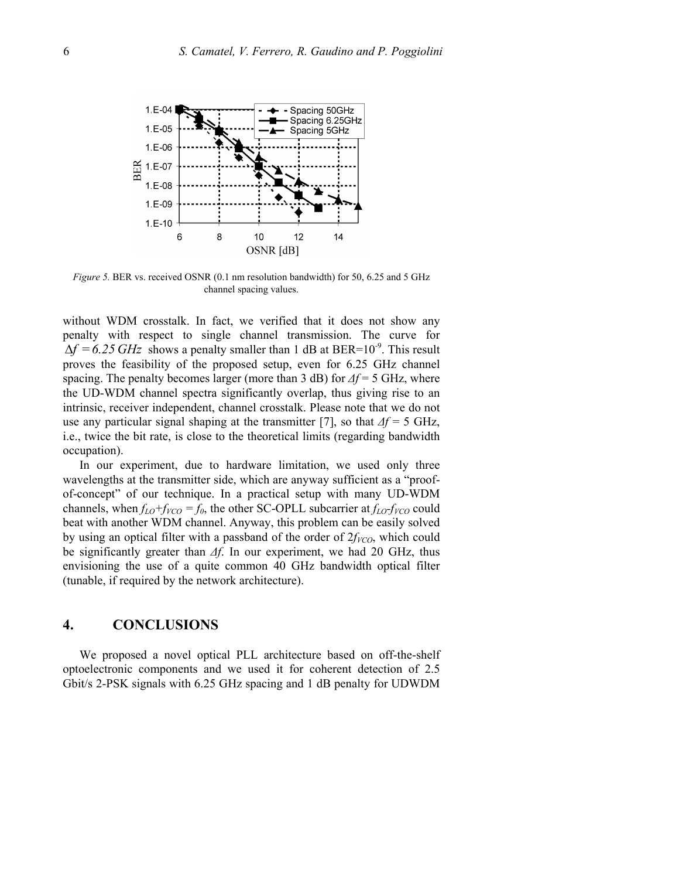*Figure 5.* BER vs. received OSNR (0.1 nm resolution bandwidth) for 50, 6.25 and 5 GHz channel spacing values.

without WDM crosstalk. In fact, we verified that it does not show any penalty with respect to single channel transmission. The curve for $\Delta f = 6.25\ GHz$ shows a penalty smaller than 1 dB at BER=$10^{-9}$. This result proves the feasibility of the proposed setup, even for 6.25 GHz channel spacing. The penalty becomes larger (more than 3 dB) for $\Delta f$ = 5 GHz, where the UD-WDM channel spectra significantly overlap, thus giving rise to an intrinsic, receiver independent, channel crosstalk. Please note that we do not use any particular signal shaping at the transmitter [7], so that $\Delta f$ = 5 GHz, i.e., twice the bit rate, is close to the theoretical limits (regarding bandwidth occupation).

In our experiment, due to hardware limitation, we used only three wavelengths at the transmitter side, which are anyway sufficient as a "proof-of-concept" of our technique. In a practical setup with many UD-WDM channels, when $f_{LO}+f_{VCO} = f_0$, the other SC-OPLL subcarrier at $f_{LO}$-$f_{VCO}$ could beat with another WDM channel. Anyway, this problem can be easily solved by using an optical filter with a passband of the order of $2f_{VCO}$, which could be significantly greater than $\Delta f$. In our experiment, we had 20 GHz, thus envisioning the use of a quite common 40 GHz bandwidth optical filter (tunable, if required by the network architecture).

## 4. CONCLUSIONS

We proposed a novel optical PLL architecture based on off-the-shelf optoelectronic components and we used it for coherent detection of 2.5 Gbit/s 2-PSK signals with 6.25 GHz spacing and 1 dB penalty for UDWDM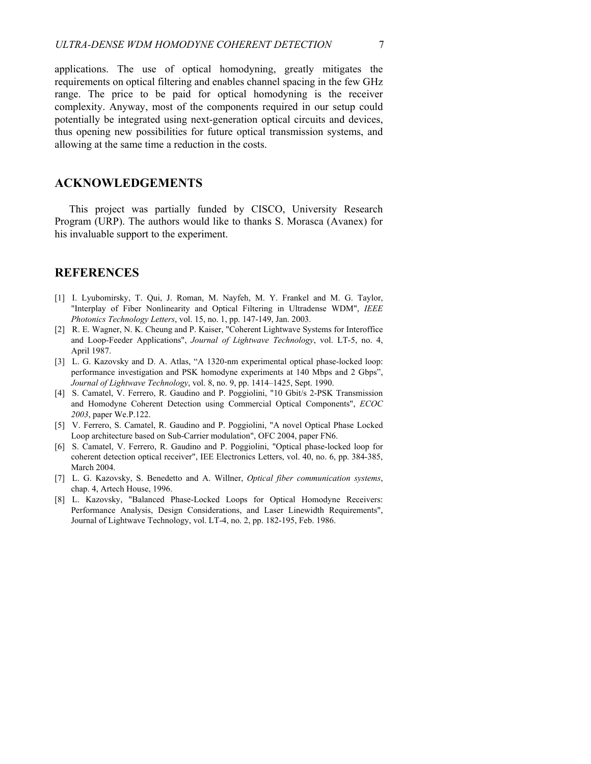applications. The use of optical homodyning, greatly mitigates the requirements on optical filtering and enables channel spacing in the few GHz range. The price to be paid for optical homodyning is the receiver complexity. Anyway, most of the components required in our setup could potentially be integrated using next-generation optical circuits and devices, thus opening new possibilities for future optical transmission systems, and allowing at the same time a reduction in the costs.

## ACKNOWLEDGEMENTS

This project was partially funded by CISCO, University Research Program (URP). The authors would like to thanks S. Morasca (Avanex) for his invaluable support to the experiment.

## REFERENCES

[1] I. Lyubomirsky, T. Qui, J. Roman, M. Nayfeh, M. Y. Frankel and M. G. Taylor, "Interplay of Fiber Nonlinearity and Optical Filtering in Ultradense WDM", *IEEE Photonics Technology Letters*, vol. 15, no. 1, pp. 147-149, Jan. 2003.

[2] R. E. Wagner, N. K. Cheung and P. Kaiser, "Coherent Lightwave Systems for Interoffice and Loop-Feeder Applications", *Journal of Lightwave Technology*, vol. LT-5, no. 4, April 1987.

[3] L. G. Kazovsky and D. A. Atlas, "A 1320-nm experimental optical phase-locked loop: performance investigation and PSK homodyne experiments at 140 Mbps and 2 Gbps", *Journal of Lightwave Technology*, vol. 8, no. 9, pp. 1414–1425, Sept. 1990.

[4] S. Camatel, V. Ferrero, R. Gaudino and P. Poggiolini, "10 Gbit/s 2-PSK Transmission and Homodyne Coherent Detection using Commercial Optical Components", *ECOC 2003*, paper We.P.122.

[5] V. Ferrero, S. Camatel, R. Gaudino and P. Poggiolini, "A novel Optical Phase Locked Loop architecture based on Sub-Carrier modulation", OFC 2004, paper FN6.

[6] S. Camatel, V. Ferrero, R. Gaudino and P. Poggiolini, "Optical phase-locked loop for coherent detection optical receiver", IEE Electronics Letters, vol. 40, no. 6, pp. 384-385, March 2004.

[7] L. G. Kazovsky, S. Benedetto and A. Willner, *Optical fiber communication systems*, chap. 4, Artech House, 1996.

[8] L. Kazovsky, "Balanced Phase-Locked Loops for Optical Homodyne Receivers: Performance Analysis, Design Considerations, and Laser Linewidth Requirements", Journal of Lightwave Technology, vol. LT-4, no. 2, pp. 182-195, Feb. 1986.